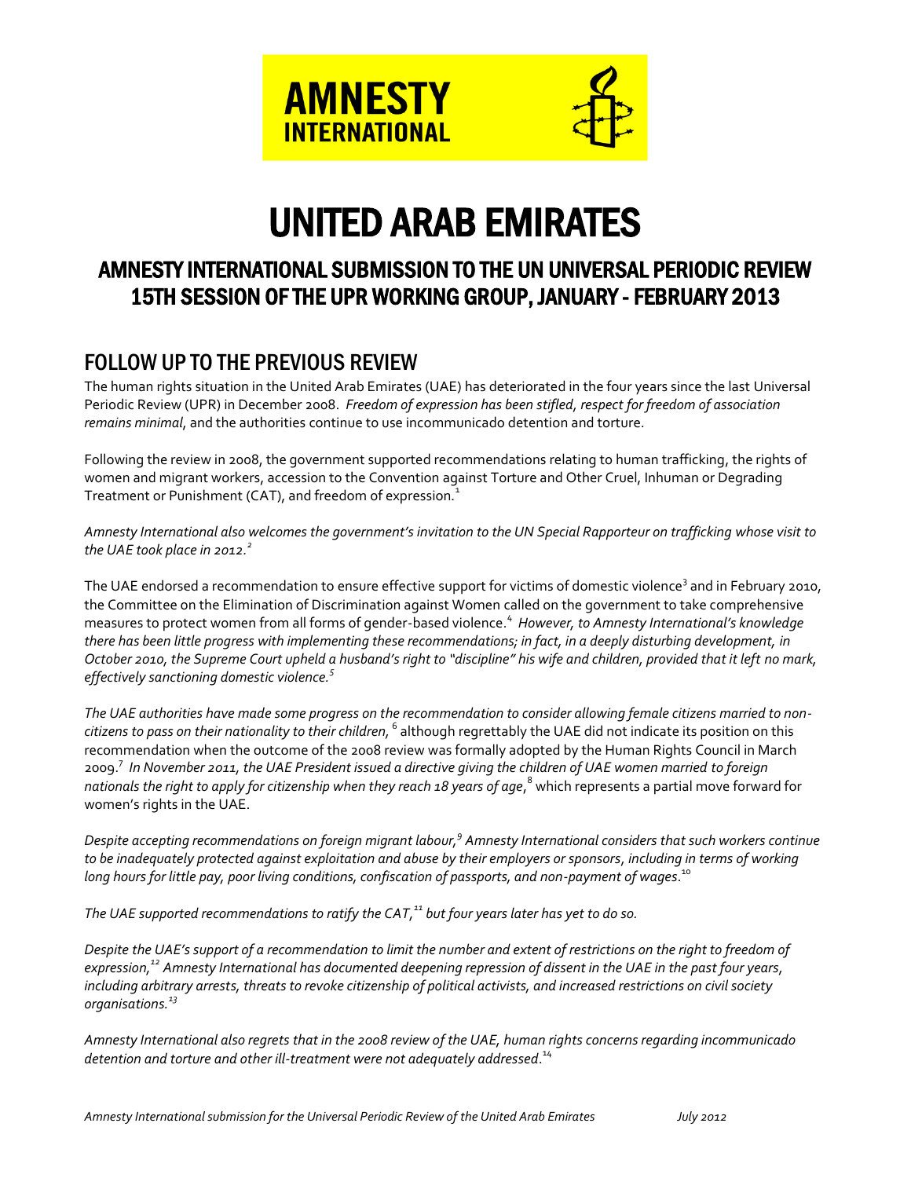AMNESTY INTERNATIONAL

# UNITED ARAB EMIRATES

## AMNESTY INTERNATIONAL SUBMISSION TO THE UN UNIVERSAL PERIODIC REVIEW 15TH SESSION OF THE UPR WORKING GROUP, JANUARY - FEBRUARY 2013

## FOLLOW UP TO THE PREVIOUS REVIEW

The human rights situation in the United Arab Emirates (UAE) has deteriorated in the four years since the last Universal Periodic Review (UPR) in December 2008. *Freedom of expression has been stifled, respect for freedom of association remains minimal*, and the authorities continue to use incommunicado detention and torture.

Following the review in 2008, the government supported recommendations relating to human trafficking, the rights of women and migrant workers, accession to the Convention against Torture and Other Cruel, Inhuman or Degrading Treatment or Punishment (CAT), and freedom of expression.[1]

*Amnesty International also welcomes the government's invitation to the UN Special Rapporteur on trafficking whose visit to the UAE took place in 2012.[2]*

The UAE endorsed a recommendation to ensure effective support for victims of domestic violence[3] and in February 2010, the Committee on the Elimination of Discrimination against Women called on the government to take comprehensive measures to protect women from all forms of gender-based violence.[4] *However, to Amnesty International's knowledge there has been little progress with implementing these recommendations; in fact, in a deeply disturbing development, in October 2010, the Supreme Court upheld a husband's right to "discipline" his wife and children, provided that it left no mark, effectively sanctioning domestic violence.[5]*

*The UAE authorities have made some progress on the recommendation to consider allowing female citizens married to non-citizens to pass on their nationality to their children*,[6] although regrettably the UAE did not indicate its position on this recommendation when the outcome of the 2008 review was formally adopted by the Human Rights Council in March 2009.[7] *In November 2011, the UAE President issued a directive giving the children of UAE women married to foreign nationals the right to apply for citizenship when they reach 18 years of age*,[8] which represents a partial move forward for women's rights in the UAE.

*Despite accepting recommendations on foreign migrant labour,[9] Amnesty International considers that such workers continue to be inadequately protected against exploitation and abuse by their employers or sponsors, including in terms of working long hours for little pay, poor living conditions, confiscation of passports, and non-payment of wages*.[10]

*The UAE supported recommendations to ratify the CAT,[11] but four years later has yet to do so.*

*Despite the UAE's support of a recommendation to limit the number and extent of restrictions on the right to freedom of expression,[12] Amnesty International has documented deepening repression of dissent in the UAE in the past four years, including arbitrary arrests, threats to revoke citizenship of political activists, and increased restrictions on civil society organisations.[13]*

*Amnesty International also regrets that in the 2008 review of the UAE, human rights concerns regarding incommunicado detention and torture and other ill-treatment were not adequately addressed*.[14]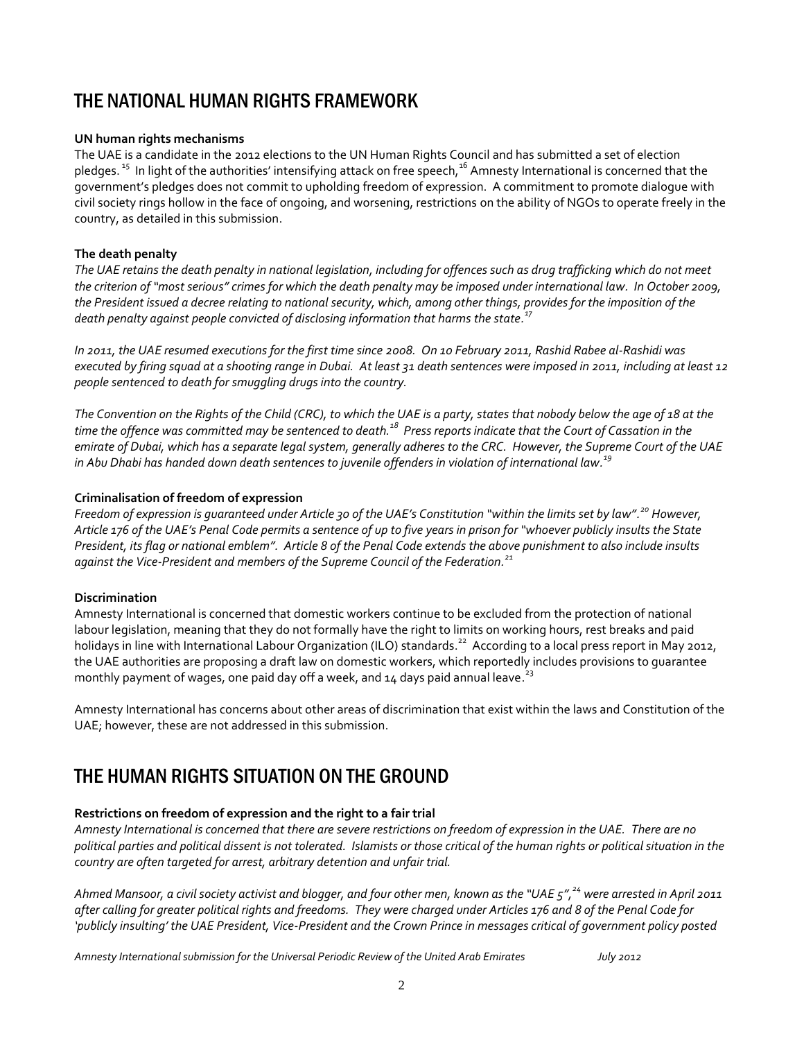## THE NATIONAL HUMAN RIGHTS FRAMEWORK

**UN human rights mechanisms**

The UAE is a candidate in the 2012 elections to the UN Human Rights Council and has submitted a set of election pledges.[15] In light of the authorities' intensifying attack on free speech,[16] Amnesty International is concerned that the government's pledges does not commit to upholding freedom of expression. A commitment to promote dialogue with civil society rings hollow in the face of ongoing, and worsening, restrictions on the ability of NGOs to operate freely in the country, as detailed in this submission.

**The death penalty**

*The UAE retains the death penalty in national legislation, including for offences such as drug trafficking which do not meet the criterion of "most serious" crimes for which the death penalty may be imposed under international law. In October 2009, the President issued a decree relating to national security, which, among other things, provides for the imposition of the death penalty against people convicted of disclosing information that harms the state.*[17]

*In 2011, the UAE resumed executions for the first time since 2008. On 10 February 2011, Rashid Rabee al-Rashidi was executed by firing squad at a shooting range in Dubai. At least 31 death sentences were imposed in 2011, including at least 12 people sentenced to death for smuggling drugs into the country.*

*The Convention on the Rights of the Child (CRC), to which the UAE is a party, states that nobody below the age of 18 at the time the offence was committed may be sentenced to death.*[18] *Press reports indicate that the Court of Cassation in the emirate of Dubai, which has a separate legal system, generally adheres to the CRC. However, the Supreme Court of the UAE in Abu Dhabi has handed down death sentences to juvenile offenders in violation of international law.*[19]

**Criminalisation of freedom of expression**

*Freedom of expression is guaranteed under Article 30 of the UAE's Constitution "within the limits set by law".*[20] *However, Article 176 of the UAE's Penal Code permits a sentence of up to five years in prison for "whoever publicly insults the State President, its flag or national emblem". Article 8 of the Penal Code extends the above punishment to also include insults against the Vice-President and members of the Supreme Council of the Federation.*[21]

**Discrimination**

Amnesty International is concerned that domestic workers continue to be excluded from the protection of national labour legislation, meaning that they do not formally have the right to limits on working hours, rest breaks and paid holidays in line with International Labour Organization (ILO) standards.[22] According to a local press report in May 2012, the UAE authorities are proposing a draft law on domestic workers, which reportedly includes provisions to guarantee monthly payment of wages, one paid day off a week, and 14 days paid annual leave.[23]

Amnesty International has concerns about other areas of discrimination that exist within the laws and Constitution of the UAE; however, these are not addressed in this submission.

## THE HUMAN RIGHTS SITUATION ON THE GROUND

**Restrictions on freedom of expression and the right to a fair trial**

*Amnesty International is concerned that there are severe restrictions on freedom of expression in the UAE. There are no political parties and political dissent is not tolerated. Islamists or those critical of the human rights or political situation in the country are often targeted for arrest, arbitrary detention and unfair trial.*

*Ahmed Mansoor, a civil society activist and blogger, and four other men, known as the "UAE 5",*[24] *were arrested in April 2011 after calling for greater political rights and freedoms. They were charged under Articles 176 and 8 of the Penal Code for 'publicly insulting' the UAE President, Vice-President and the Crown Prince in messages critical of government policy posted*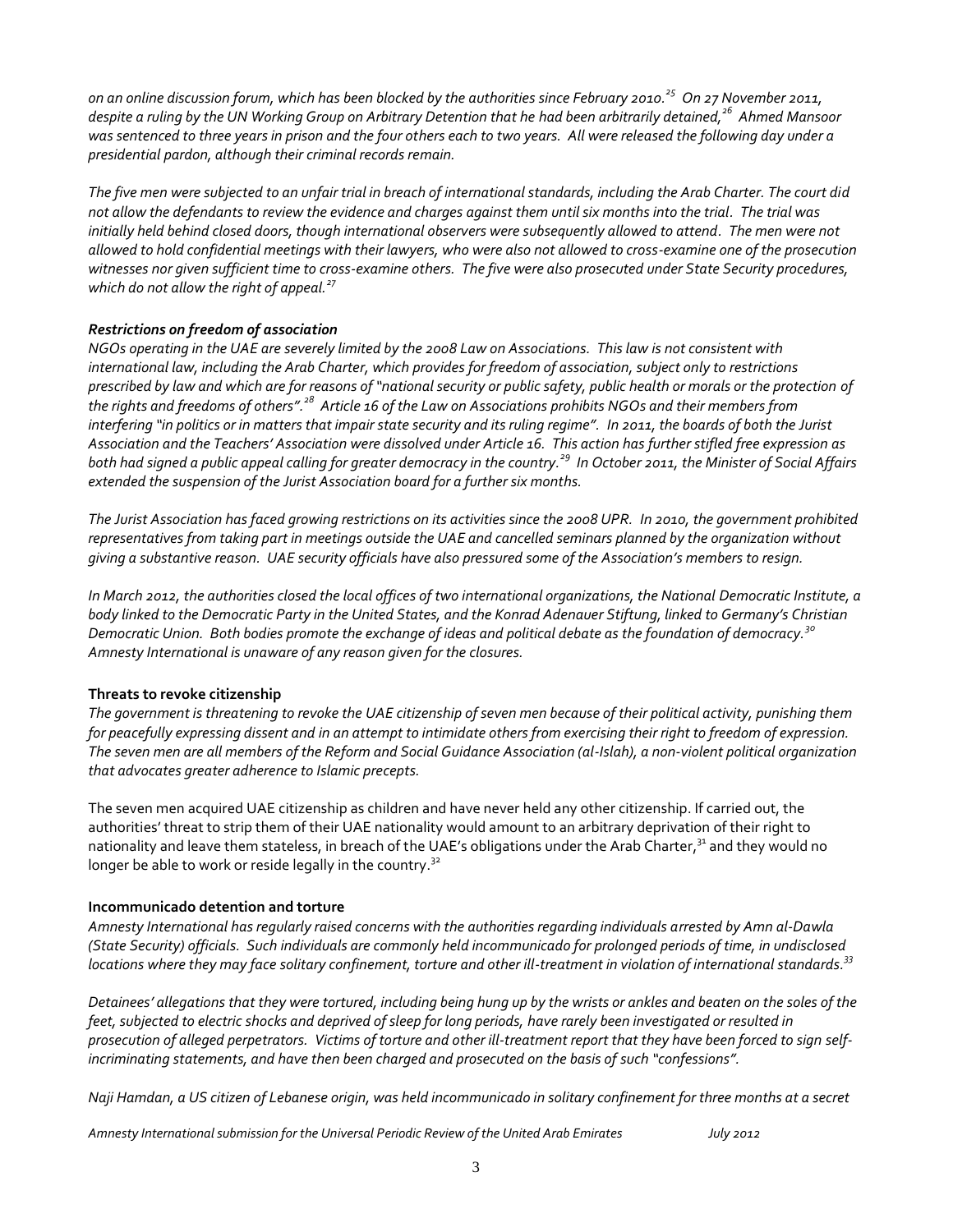*on an online discussion forum, which has been blocked by the authorities since February 2010.[25] On 27 November 2011, despite a ruling by the UN Working Group on Arbitrary Detention that he had been arbitrarily detained,[26] Ahmed Mansoor was sentenced to three years in prison and the four others each to two years. All were released the following day under a presidential pardon, although their criminal records remain.*

*The five men were subjected to an unfair trial in breach of international standards, including the Arab Charter. The court did not allow the defendants to review the evidence and charges against them until six months into the trial. The trial was initially held behind closed doors, though international observers were subsequently allowed to attend. The men were not allowed to hold confidential meetings with their lawyers, who were also not allowed to cross-examine one of the prosecution witnesses nor given sufficient time to cross-examine others. The five were also prosecuted under State Security procedures, which do not allow the right of appeal.[27]*

***Restrictions on freedom of association***

*NGOs operating in the UAE are severely limited by the 2008 Law on Associations. This law is not consistent with international law, including the Arab Charter, which provides for freedom of association, subject only to restrictions prescribed by law and which are for reasons of "national security or public safety, public health or morals or the protection of the rights and freedoms of others".[28] Article 16 of the Law on Associations prohibits NGOs and their members from interfering "in politics or in matters that impair state security and its ruling regime". In 2011, the boards of both the Jurist Association and the Teachers' Association were dissolved under Article 16. This action has further stifled free expression as both had signed a public appeal calling for greater democracy in the country.[29] In October 2011, the Minister of Social Affairs extended the suspension of the Jurist Association board for a further six months.*

*The Jurist Association has faced growing restrictions on its activities since the 2008 UPR. In 2010, the government prohibited representatives from taking part in meetings outside the UAE and cancelled seminars planned by the organization without giving a substantive reason. UAE security officials have also pressured some of the Association's members to resign.*

*In March 2012, the authorities closed the local offices of two international organizations, the National Democratic Institute, a body linked to the Democratic Party in the United States, and the Konrad Adenauer Stiftung, linked to Germany's Christian Democratic Union. Both bodies promote the exchange of ideas and political debate as the foundation of democracy.[30] Amnesty International is unaware of any reason given for the closures.*

**Threats to revoke citizenship**

*The government is threatening to revoke the UAE citizenship of seven men because of their political activity, punishing them for peacefully expressing dissent and in an attempt to intimidate others from exercising their right to freedom of expression. The seven men are all members of the Reform and Social Guidance Association (al-Islah), a non-violent political organization that advocates greater adherence to Islamic precepts.*

The seven men acquired UAE citizenship as children and have never held any other citizenship. If carried out, the authorities' threat to strip them of their UAE nationality would amount to an arbitrary deprivation of their right to nationality and leave them stateless, in breach of the UAE's obligations under the Arab Charter,[31] and they would no longer be able to work or reside legally in the country.[32]

**Incommunicado detention and torture**

*Amnesty International has regularly raised concerns with the authorities regarding individuals arrested by Amn al-Dawla (State Security) officials. Such individuals are commonly held incommunicado for prolonged periods of time, in undisclosed locations where they may face solitary confinement, torture and other ill-treatment in violation of international standards.[33]*

*Detainees' allegations that they were tortured, including being hung up by the wrists or ankles and beaten on the soles of the feet, subjected to electric shocks and deprived of sleep for long periods, have rarely been investigated or resulted in prosecution of alleged perpetrators. Victims of torture and other ill-treatment report that they have been forced to sign self-incriminating statements, and have then been charged and prosecuted on the basis of such "confessions".*

*Naji Hamdan, a US citizen of Lebanese origin, was held incommunicado in solitary confinement for three months at a secret*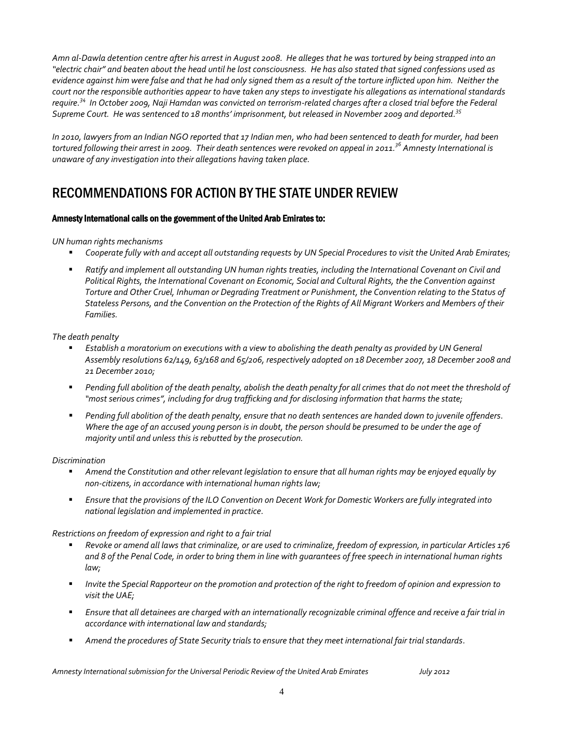*Amn al-Dawla detention centre after his arrest in August 2008. He alleges that he was tortured by being strapped into an "electric chair" and beaten about the head until he lost consciousness. He has also stated that signed confessions used as evidence against him were false and that he had only signed them as a result of the torture inflicted upon him. Neither the court nor the responsible authorities appear to have taken any steps to investigate his allegations as international standards require.[34] In October 2009, Naji Hamdan was convicted on terrorism-related charges after a closed trial before the Federal Supreme Court. He was sentenced to 18 months' imprisonment, but released in November 2009 and deported.[35]*

*In 2010, lawyers from an Indian NGO reported that 17 Indian men, who had been sentenced to death for murder, had been tortured following their arrest in 2009. Their death sentences were revoked on appeal in 2011.[36] Amnesty International is unaware of any investigation into their allegations having taken place.*

## RECOMMENDATIONS FOR ACTION BY THE STATE UNDER REVIEW

#### Amnesty International calls on the government of the United Arab Emirates to:

*UN human rights mechanisms*

- *Cooperate fully with and accept all outstanding requests by UN Special Procedures to visit the United Arab Emirates;*
- *Ratify and implement all outstanding UN human rights treaties, including the International Covenant on Civil and Political Rights, the International Covenant on Economic, Social and Cultural Rights, the the Convention against Torture and Other Cruel, Inhuman or Degrading Treatment or Punishment, the Convention relating to the Status of Stateless Persons, and the Convention on the Protection of the Rights of All Migrant Workers and Members of their Families.*

*The death penalty*

- *Establish a moratorium on executions with a view to abolishing the death penalty as provided by UN General Assembly resolutions 62/149, 63/168 and 65/206, respectively adopted on 18 December 2007, 18 December 2008 and 21 December 2010;*
- *Pending full abolition of the death penalty, abolish the death penalty for all crimes that do not meet the threshold of "most serious crimes", including for drug trafficking and for disclosing information that harms the state;*
- *Pending full abolition of the death penalty, ensure that no death sentences are handed down to juvenile offenders. Where the age of an accused young person is in doubt, the person should be presumed to be under the age of majority until and unless this is rebutted by the prosecution.*

*Discrimination*

- *Amend the Constitution and other relevant legislation to ensure that all human rights may be enjoyed equally by non-citizens, in accordance with international human rights law;*
- *Ensure that the provisions of the ILO Convention on Decent Work for Domestic Workers are fully integrated into national legislation and implemented in practice.*

*Restrictions on freedom of expression and right to a fair trial*

- *Revoke or amend all laws that criminalize, or are used to criminalize, freedom of expression, in particular Articles 176 and 8 of the Penal Code, in order to bring them in line with guarantees of free speech in international human rights law;*
- *Invite the Special Rapporteur on the promotion and protection of the right to freedom of opinion and expression to visit the UAE;*
- *Ensure that all detainees are charged with an internationally recognizable criminal offence and receive a fair trial in accordance with international law and standards;*
- *Amend the procedures of State Security trials to ensure that they meet international fair trial standards.*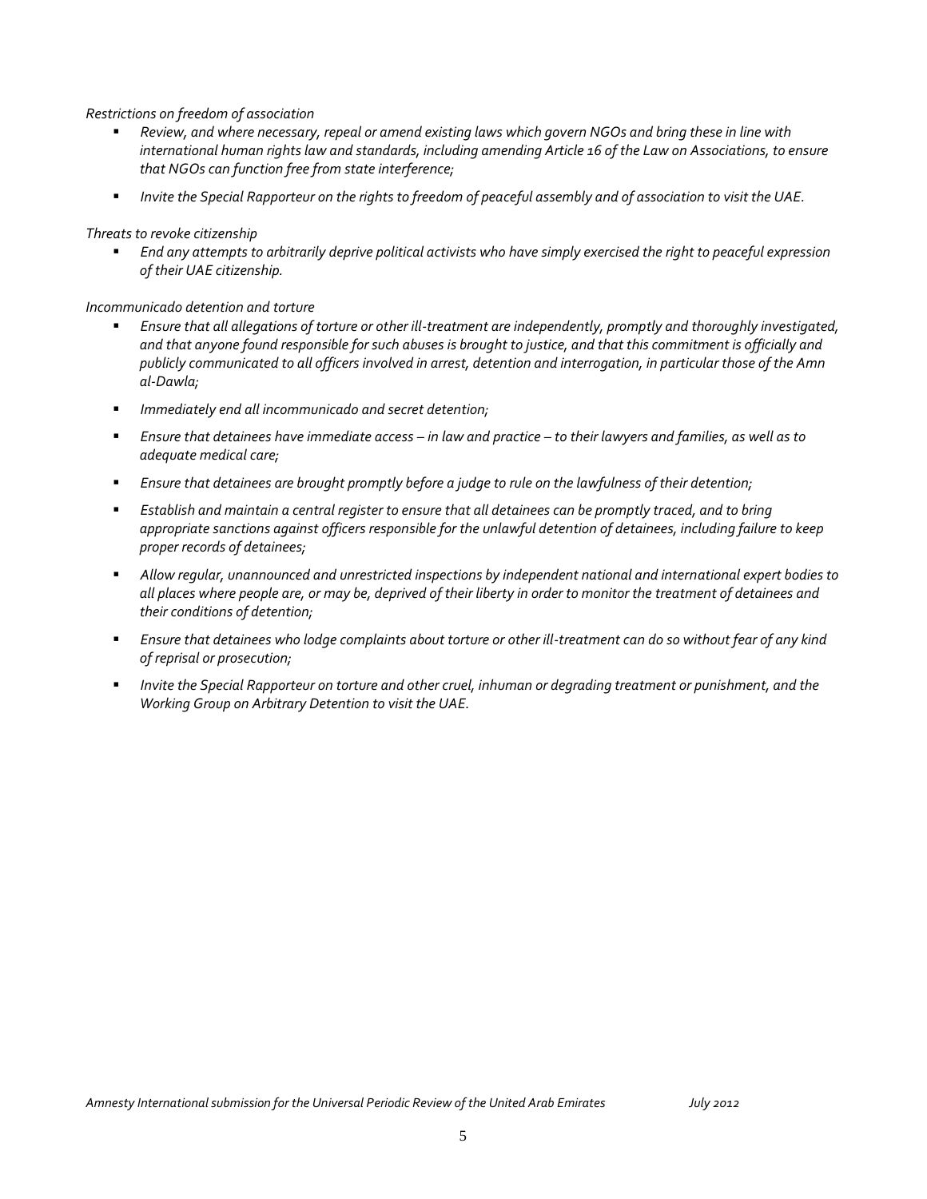*Restrictions on freedom of association*

- *Review, and where necessary, repeal or amend existing laws which govern NGOs and bring these in line with international human rights law and standards, including amending Article 16 of the Law on Associations, to ensure that NGOs can function free from state interference;*
- *Invite the Special Rapporteur on the rights to freedom of peaceful assembly and of association to visit the UAE.*

*Threats to revoke citizenship*

- *End any attempts to arbitrarily deprive political activists who have simply exercised the right to peaceful expression of their UAE citizenship.*

*Incommunicado detention and torture*

- *Ensure that all allegations of torture or other ill-treatment are independently, promptly and thoroughly investigated, and that anyone found responsible for such abuses is brought to justice, and that this commitment is officially and publicly communicated to all officers involved in arrest, detention and interrogation, in particular those of the Amn al-Dawla;*
- *Immediately end all incommunicado and secret detention;*
- *Ensure that detainees have immediate access – in law and practice – to their lawyers and families, as well as to adequate medical care;*
- *Ensure that detainees are brought promptly before a judge to rule on the lawfulness of their detention;*
- *Establish and maintain a central register to ensure that all detainees can be promptly traced, and to bring appropriate sanctions against officers responsible for the unlawful detention of detainees, including failure to keep proper records of detainees;*
- *Allow regular, unannounced and unrestricted inspections by independent national and international expert bodies to all places where people are, or may be, deprived of their liberty in order to monitor the treatment of detainees and their conditions of detention;*
- *Ensure that detainees who lodge complaints about torture or other ill-treatment can do so without fear of any kind of reprisal or prosecution;*
- *Invite the Special Rapporteur on torture and other cruel, inhuman or degrading treatment or punishment, and the Working Group on Arbitrary Detention to visit the UAE.*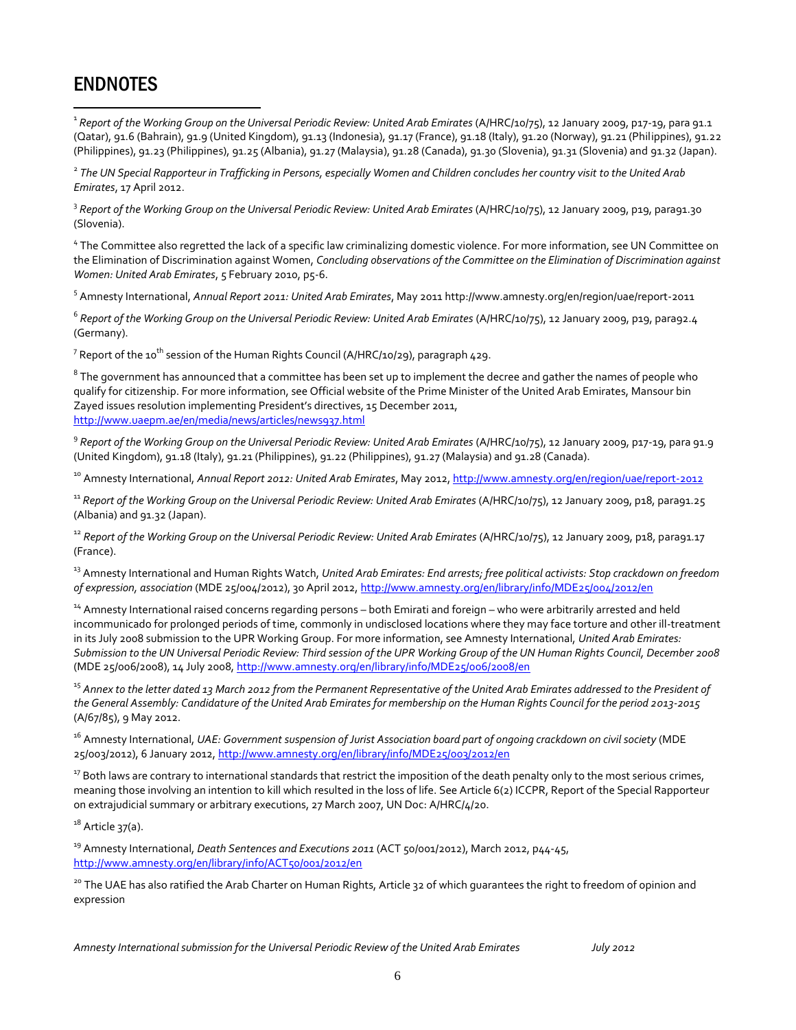# ENDNOTES

[1] *Report of the Working Group on the Universal Periodic Review: United Arab Emirates* (A/HRC/10/75), 12 January 2009, p17-19, para 91.1 (Qatar), 91.6 (Bahrain), 91.9 (United Kingdom), 91.13 (Indonesia), 91.17 (France), 91.18 (Italy), 91.20 (Norway), 91.21 (Philippines), 91.22 (Philippines), 91.23 (Philippines), 91.25 (Albania), 91.27 (Malaysia), 91.28 (Canada), 91.30 (Slovenia), 91.31 (Slovenia) and 91.32 (Japan).

[2] *The UN Special Rapporteur in Trafficking in Persons, especially Women and Children concludes her country visit to the United Arab Emirates*, 17 April 2012.

[3] *Report of the Working Group on the Universal Periodic Review: United Arab Emirates* (A/HRC/10/75), 12 January 2009, p19, para91.30 (Slovenia).

[4] The Committee also regretted the lack of a specific law criminalizing domestic violence. For more information, see UN Committee on the Elimination of Discrimination against Women, *Concluding observations of the Committee on the Elimination of Discrimination against Women: United Arab Emirates*, 5 February 2010, p5-6.

[5] Amnesty International, *Annual Report 2011: United Arab Emirates*, May 2011 http://www.amnesty.org/en/region/uae/report-2011

[6] *Report of the Working Group on the Universal Periodic Review: United Arab Emirates* (A/HRC/10/75), 12 January 2009, p19, para92.4 (Germany).

[7] Report of the 10th session of the Human Rights Council (A/HRC/10/29), paragraph 429.

[8] The government has announced that a committee has been set up to implement the decree and gather the names of people who qualify for citizenship. For more information, see Official website of the Prime Minister of the United Arab Emirates, Mansour bin Zayed issues resolution implementing President's directives, 15 December 2011, http://www.uaepm.ae/en/media/news/articles/news937.html

[9] *Report of the Working Group on the Universal Periodic Review: United Arab Emirates* (A/HRC/10/75), 12 January 2009, p17-19, para 91.9 (United Kingdom), 91.18 (Italy), 91.21 (Philippines), 91.22 (Philippines), 91.27 (Malaysia) and 91.28 (Canada).

[10] Amnesty International, *Annual Report 2012: United Arab Emirates*, May 2012, http://www.amnesty.org/en/region/uae/report-2012

[11] *Report of the Working Group on the Universal Periodic Review: United Arab Emirates* (A/HRC/10/75), 12 January 2009, p18, para91.25 (Albania) and 91.32 (Japan).

[12] *Report of the Working Group on the Universal Periodic Review: United Arab Emirates* (A/HRC/10/75), 12 January 2009, p18, para91.17 (France).

[13] Amnesty International and Human Rights Watch, *United Arab Emirates: End arrests; free political activists: Stop crackdown on freedom of expression, association* (MDE 25/004/2012), 30 April 2012, http://www.amnesty.org/en/library/info/MDE25/004/2012/en

[14] Amnesty International raised concerns regarding persons – both Emirati and foreign – who were arbitrarily arrested and held incommunicado for prolonged periods of time, commonly in undisclosed locations where they may face torture and other ill-treatment in its July 2008 submission to the UPR Working Group. For more information, see Amnesty International, *United Arab Emirates: Submission to the UN Universal Periodic Review: Third session of the UPR Working Group of the UN Human Rights Council, December 2008* (MDE 25/006/2008), 14 July 2008, http://www.amnesty.org/en/library/info/MDE25/006/2008/en

[15] *Annex to the letter dated 13 March 2012 from the Permanent Representative of the United Arab Emirates addressed to the President of the General Assembly: Candidature of the United Arab Emirates for membership on the Human Rights Council for the period 2013-2015* (A/67/85), 9 May 2012.

[16] Amnesty International, *UAE: Government suspension of Jurist Association board part of ongoing crackdown on civil society* (MDE 25/003/2012), 6 January 2012, http://www.amnesty.org/en/library/info/MDE25/003/2012/en

[17] Both laws are contrary to international standards that restrict the imposition of the death penalty only to the most serious crimes, meaning those involving an intention to kill which resulted in the loss of life. See Article 6(2) ICCPR, Report of the Special Rapporteur on extrajudicial summary or arbitrary executions, 27 March 2007, UN Doc: A/HRC/4/20.

[18] Article 37(a).

[19] Amnesty International, *Death Sentences and Executions 2011* (ACT 50/001/2012), March 2012, p44-45, http://www.amnesty.org/en/library/info/ACT50/001/2012/en

[20] The UAE has also ratified the Arab Charter on Human Rights, Article 32 of which guarantees the right to freedom of opinion and expression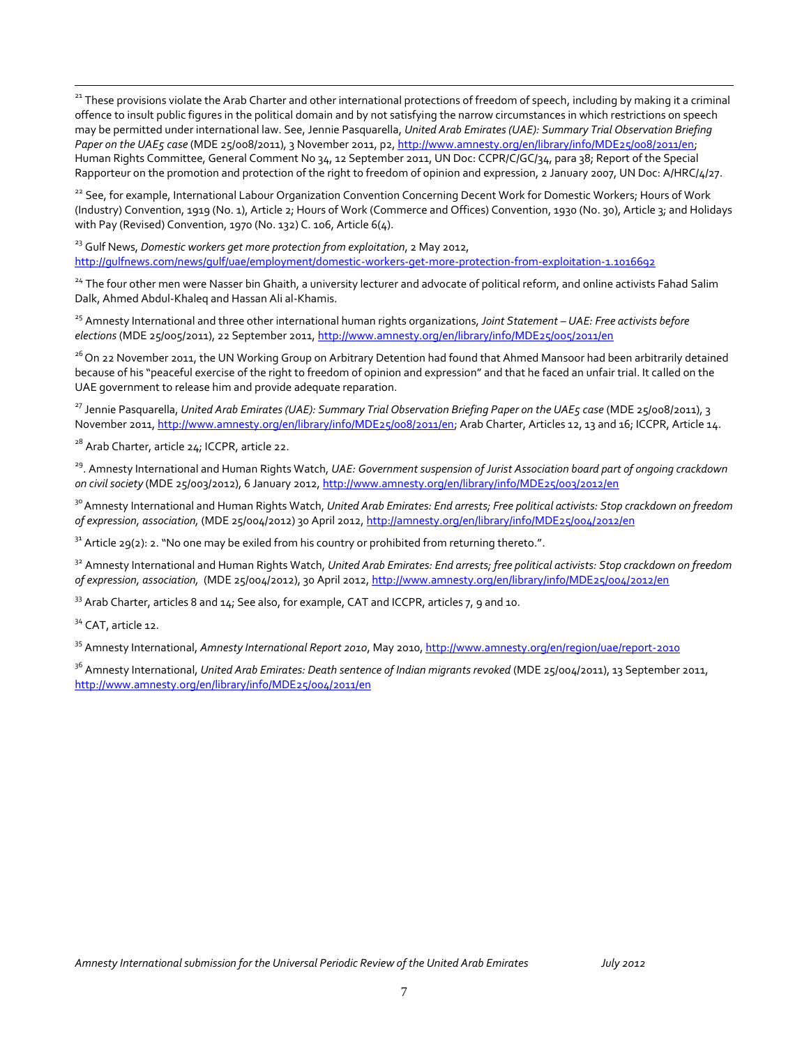[21] These provisions violate the Arab Charter and other international protections of freedom of speech, including by making it a criminal offence to insult public figures in the political domain and by not satisfying the narrow circumstances in which restrictions on speech may be permitted under international law. See, Jennie Pasquarella, *United Arab Emirates (UAE): Summary Trial Observation Briefing Paper on the UAE5 case* (MDE 25/008/2011), 3 November 2011, p2, http://www.amnesty.org/en/library/info/MDE25/008/2011/en; Human Rights Committee, General Comment No 34, 12 September 2011, UN Doc: CCPR/C/GC/34, para 38; Report of the Special Rapporteur on the promotion and protection of the right to freedom of opinion and expression, 2 January 2007, UN Doc: A/HRC/4/27.

[22] See, for example, International Labour Organization Convention Concerning Decent Work for Domestic Workers; Hours of Work (Industry) Convention, 1919 (No. 1), Article 2; Hours of Work (Commerce and Offices) Convention, 1930 (No. 30), Article 3; and Holidays with Pay (Revised) Convention, 1970 (No. 132) C. 106, Article 6(4).

[23] Gulf News, *Domestic workers get more protection from exploitation*, 2 May 2012, http://gulfnews.com/news/gulf/uae/employment/domestic-workers-get-more-protection-from-exploitation-1.1016692

[24] The four other men were Nasser bin Ghaith, a university lecturer and advocate of political reform, and online activists Fahad Salim Dalk, Ahmed Abdul-Khaleq and Hassan Ali al-Khamis.

[25] Amnesty International and three other international human rights organizations, *Joint Statement – UAE: Free activists before elections* (MDE 25/005/2011), 22 September 2011, http://www.amnesty.org/en/library/info/MDE25/005/2011/en

[26] On 22 November 2011, the UN Working Group on Arbitrary Detention had found that Ahmed Mansoor had been arbitrarily detained because of his "peaceful exercise of the right to freedom of opinion and expression" and that he faced an unfair trial. It called on the UAE government to release him and provide adequate reparation.

[27] Jennie Pasquarella, *United Arab Emirates (UAE): Summary Trial Observation Briefing Paper on the UAE5 case* (MDE 25/008/2011), 3 November 2011, http://www.amnesty.org/en/library/info/MDE25/008/2011/en; Arab Charter, Articles 12, 13 and 16; ICCPR, Article 14.

[28] Arab Charter, article 24; ICCPR, article 22.

[29]. Amnesty International and Human Rights Watch, *UAE: Government suspension of Jurist Association board part of ongoing crackdown on civil society* (MDE 25/003/2012), 6 January 2012, http://www.amnesty.org/en/library/info/MDE25/003/2012/en

[30] Amnesty International and Human Rights Watch, *United Arab Emirates: End arrests; Free political activists: Stop crackdown on freedom of expression, association,* (MDE 25/004/2012) 30 April 2012, http://amnesty.org/en/library/info/MDE25/004/2012/en

[31] Article 29(2): 2. "No one may be exiled from his country or prohibited from returning thereto.".

[32] Amnesty International and Human Rights Watch, *United Arab Emirates: End arrests; free political activists: Stop crackdown on freedom of expression, association,* (MDE 25/004/2012), 30 April 2012, http://www.amnesty.org/en/library/info/MDE25/004/2012/en

[33] Arab Charter, articles 8 and 14; See also, for example, CAT and ICCPR, articles 7, 9 and 10.

[34] CAT, article 12.

[35] Amnesty International, *Amnesty International Report 2010*, May 2010, http://www.amnesty.org/en/region/uae/report-2010

[36] Amnesty International, *United Arab Emirates: Death sentence of Indian migrants revoked* (MDE 25/004/2011), 13 September 2011, http://www.amnesty.org/en/library/info/MDE25/004/2011/en